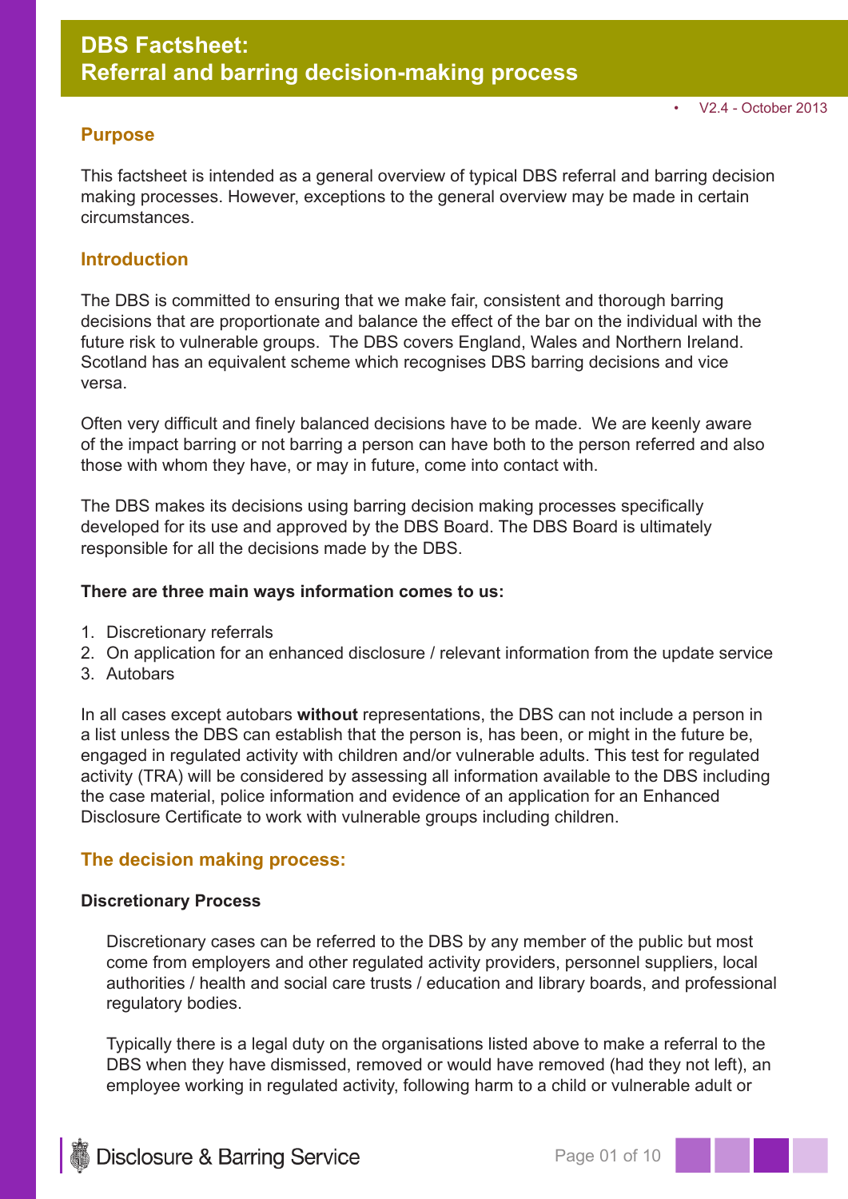# DBS Factsheet:
# Referral and barring decision-making process

• V2.4 - October 2013

## Purpose

This factsheet is intended as a general overview of typical DBS referral and barring decision making processes. However, exceptions to the general overview may be made in certain circumstances.

## Introduction

The DBS is committed to ensuring that we make fair, consistent and thorough barring decisions that are proportionate and balance the effect of the bar on the individual with the future risk to vulnerable groups. The DBS covers England, Wales and Northern Ireland. Scotland has an equivalent scheme which recognises DBS barring decisions and vice versa.

Often very difficult and finely balanced decisions have to be made. We are keenly aware of the impact barring or not barring a person can have both to the person referred and also those with whom they have, or may in future, come into contact with.

The DBS makes its decisions using barring decision making processes specifically developed for its use and approved by the DBS Board. The DBS Board is ultimately responsible for all the decisions made by the DBS.

**There are three main ways information comes to us:**

1. Discretionary referrals
2. On application for an enhanced disclosure / relevant information from the update service
3. Autobars

In all cases except autobars **without** representations, the DBS can not include a person in a list unless the DBS can establish that the person is, has been, or might in the future be, engaged in regulated activity with children and/or vulnerable adults. This test for regulated activity (TRA) will be considered by assessing all information available to the DBS including the case material, police information and evidence of an application for an Enhanced Disclosure Certificate to work with vulnerable groups including children.

## The decision making process:

**Discretionary Process**

Discretionary cases can be referred to the DBS by any member of the public but most come from employers and other regulated activity providers, personnel suppliers, local authorities / health and social care trusts / education and library boards, and professional regulatory bodies.

Typically there is a legal duty on the organisations listed above to make a referral to the DBS when they have dismissed, removed or would have removed (had they not left), an employee working in regulated activity, following harm to a child or vulnerable adult or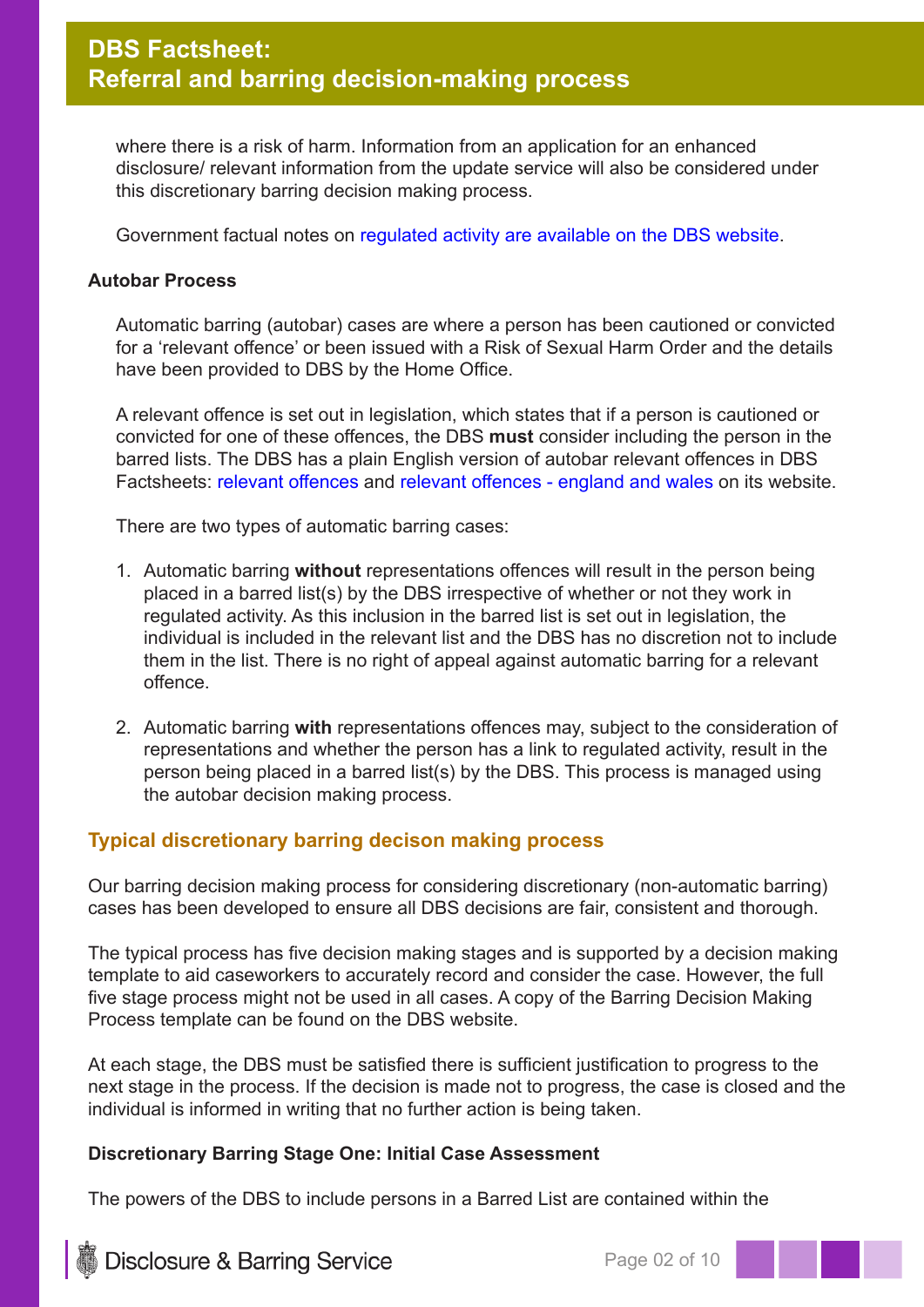where there is a risk of harm. Information from an application for an enhanced disclosure/ relevant information from the update service will also be considered under this discretionary barring decision making process.

Government factual notes on regulated activity are available on the DBS website.

**Autobar Process**

Automatic barring (autobar) cases are where a person has been cautioned or convicted for a 'relevant offence' or been issued with a Risk of Sexual Harm Order and the details have been provided to DBS by the Home Office.

A relevant offence is set out in legislation, which states that if a person is cautioned or convicted for one of these offences, the DBS **must** consider including the person in the barred lists. The DBS has a plain English version of autobar relevant offences in DBS Factsheets: relevant offences and relevant offences - england and wales on its website.

There are two types of automatic barring cases:

1. Automatic barring **without** representations offences will result in the person being placed in a barred list(s) by the DBS irrespective of whether or not they work in regulated activity. As this inclusion in the barred list is set out in legislation, the individual is included in the relevant list and the DBS has no discretion not to include them in the list. There is no right of appeal against automatic barring for a relevant offence.
2. Automatic barring **with** representations offences may, subject to the consideration of representations and whether the person has a link to regulated activity, result in the person being placed in a barred list(s) by the DBS. This process is managed using the autobar decision making process.

## Typical discretionary barring decison making process

Our barring decision making process for considering discretionary (non-automatic barring) cases has been developed to ensure all DBS decisions are fair, consistent and thorough.

The typical process has five decision making stages and is supported by a decision making template to aid caseworkers to accurately record and consider the case. However, the full five stage process might not be used in all cases. A copy of the Barring Decision Making Process template can be found on the DBS website.

At each stage, the DBS must be satisfied there is sufficient justification to progress to the next stage in the process. If the decision is made not to progress, the case is closed and the individual is informed in writing that no further action is being taken.

**Discretionary Barring Stage One: Initial Case Assessment**

The powers of the DBS to include persons in a Barred List are contained within the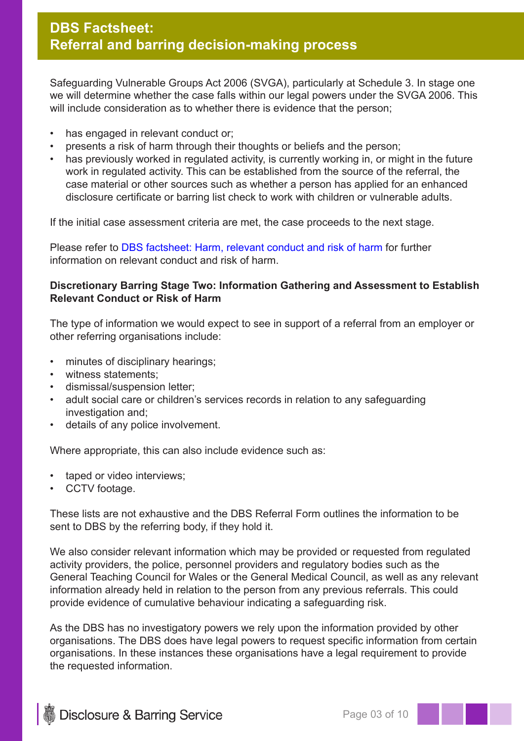Safeguarding Vulnerable Groups Act 2006 (SVGA), particularly at Schedule 3. In stage one we will determine whether the case falls within our legal powers under the SVGA 2006. This will include consideration as to whether there is evidence that the person;

- has engaged in relevant conduct or;
- presents a risk of harm through their thoughts or beliefs and the person;
- has previously worked in regulated activity, is currently working in, or might in the future work in regulated activity. This can be established from the source of the referral, the case material or other sources such as whether a person has applied for an enhanced disclosure certificate or barring list check to work with children or vulnerable adults.

If the initial case assessment criteria are met, the case proceeds to the next stage.

Please refer to DBS factsheet: Harm, relevant conduct and risk of harm for further information on relevant conduct and risk of harm.

**Discretionary Barring Stage Two: Information Gathering and Assessment to Establish Relevant Conduct or Risk of Harm**

The type of information we would expect to see in support of a referral from an employer or other referring organisations include:

- minutes of disciplinary hearings;
- witness statements;
- dismissal/suspension letter;
- adult social care or children's services records in relation to any safeguarding investigation and;
- details of any police involvement.

Where appropriate, this can also include evidence such as:

- taped or video interviews;
- CCTV footage.

These lists are not exhaustive and the DBS Referral Form outlines the information to be sent to DBS by the referring body, if they hold it.

We also consider relevant information which may be provided or requested from regulated activity providers, the police, personnel providers and regulatory bodies such as the General Teaching Council for Wales or the General Medical Council, as well as any relevant information already held in relation to the person from any previous referrals. This could provide evidence of cumulative behaviour indicating a safeguarding risk.

As the DBS has no investigatory powers we rely upon the information provided by other organisations. The DBS does have legal powers to request specific information from certain organisations. In these instances these organisations have a legal requirement to provide the requested information.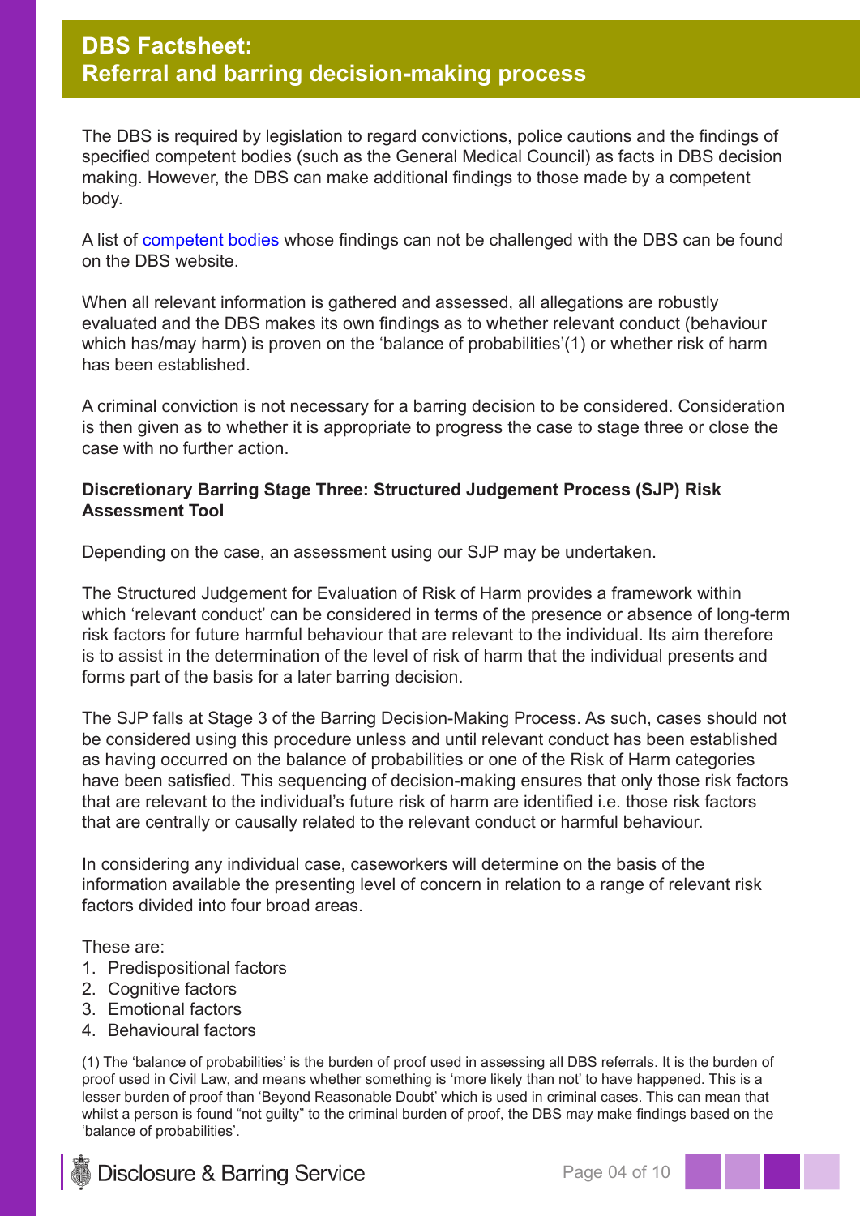## DBS Factsheet: Referral and barring decision-making process

The DBS is required by legislation to regard convictions, police cautions and the findings of specified competent bodies (such as the General Medical Council) as facts in DBS decision making. However, the DBS can make additional findings to those made by a competent body.

A list of competent bodies whose findings can not be challenged with the DBS can be found on the DBS website.

When all relevant information is gathered and assessed, all allegations are robustly evaluated and the DBS makes its own findings as to whether relevant conduct (behaviour which has/may harm) is proven on the 'balance of probabilities'(1) or whether risk of harm has been established.

A criminal conviction is not necessary for a barring decision to be considered. Consideration is then given as to whether it is appropriate to progress the case to stage three or close the case with no further action.

**Discretionary Barring Stage Three: Structured Judgement Process (SJP) Risk Assessment Tool**

Depending on the case, an assessment using our SJP may be undertaken.

The Structured Judgement for Evaluation of Risk of Harm provides a framework within which 'relevant conduct' can be considered in terms of the presence or absence of long-term risk factors for future harmful behaviour that are relevant to the individual. Its aim therefore is to assist in the determination of the level of risk of harm that the individual presents and forms part of the basis for a later barring decision.

The SJP falls at Stage 3 of the Barring Decision-Making Process. As such, cases should not be considered using this procedure unless and until relevant conduct has been established as having occurred on the balance of probabilities or one of the Risk of Harm categories have been satisfied. This sequencing of decision-making ensures that only those risk factors that are relevant to the individual's future risk of harm are identified i.e. those risk factors that are centrally or causally related to the relevant conduct or harmful behaviour.

In considering any individual case, caseworkers will determine on the basis of the information available the presenting level of concern in relation to a range of relevant risk factors divided into four broad areas.

These are:

1. Predispositional factors
2. Cognitive factors
3. Emotional factors
4. Behavioural factors

(1) The 'balance of probabilities' is the burden of proof used in assessing all DBS referrals. It is the burden of proof used in Civil Law, and means whether something is 'more likely than not' to have happened. This is a lesser burden of proof than 'Beyond Reasonable Doubt' which is used in criminal cases. This can mean that whilst a person is found "not guilty" to the criminal burden of proof, the DBS may make findings based on the 'balance of probabilities'.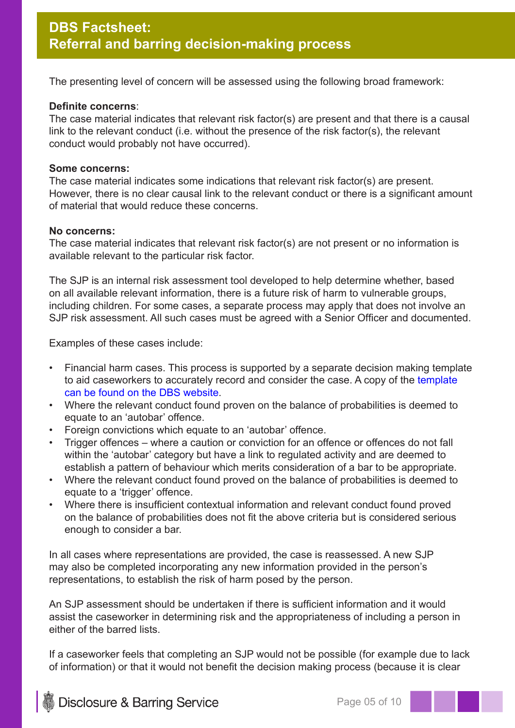The presenting level of concern will be assessed using the following broad framework:

**Definite concerns**:
The case material indicates that relevant risk factor(s) are present and that there is a causal link to the relevant conduct (i.e. without the presence of the risk factor(s), the relevant conduct would probably not have occurred).

**Some concerns:**
The case material indicates some indications that relevant risk factor(s) are present. However, there is no clear causal link to the relevant conduct or there is a significant amount of material that would reduce these concerns.

**No concerns:**
The case material indicates that relevant risk factor(s) are not present or no information is available relevant to the particular risk factor.

The SJP is an internal risk assessment tool developed to help determine whether, based on all available relevant information, there is a future risk of harm to vulnerable groups, including children. For some cases, a separate process may apply that does not involve an SJP risk assessment. All such cases must be agreed with a Senior Officer and documented.

Examples of these cases include:

- Financial harm cases. This process is supported by a separate decision making template to aid caseworkers to accurately record and consider the case. A copy of the template can be found on the DBS website.
- Where the relevant conduct found proven on the balance of probabilities is deemed to equate to an 'autobar' offence.
- Foreign convictions which equate to an 'autobar' offence.
- Trigger offences – where a caution or conviction for an offence or offences do not fall within the 'autobar' category but have a link to regulated activity and are deemed to establish a pattern of behaviour which merits consideration of a bar to be appropriate.
- Where the relevant conduct found proved on the balance of probabilities is deemed to equate to a 'trigger' offence.
- Where there is insufficient contextual information and relevant conduct found proved on the balance of probabilities does not fit the above criteria but is considered serious enough to consider a bar.

In all cases where representations are provided, the case is reassessed. A new SJP may also be completed incorporating any new information provided in the person's representations, to establish the risk of harm posed by the person.

An SJP assessment should be undertaken if there is sufficient information and it would assist the caseworker in determining risk and the appropriateness of including a person in either of the barred lists.

If a caseworker feels that completing an SJP would not be possible (for example due to lack of information) or that it would not benefit the decision making process (because it is clear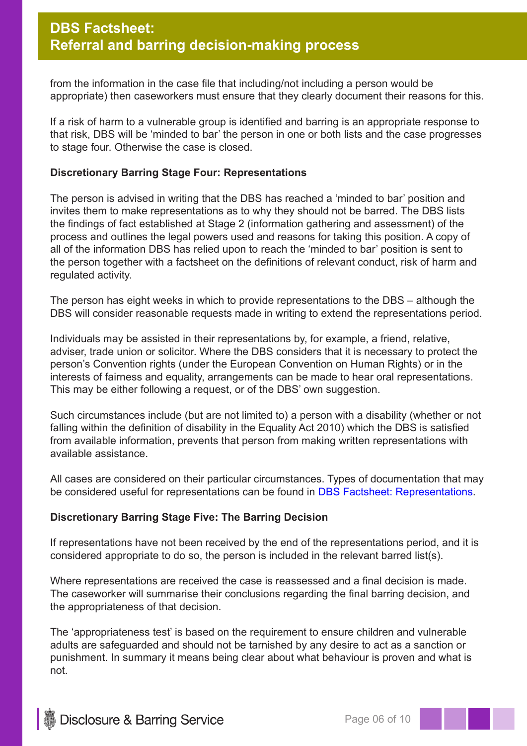from the information in the case file that including/not including a person would be appropriate) then caseworkers must ensure that they clearly document their reasons for this.

If a risk of harm to a vulnerable group is identified and barring is an appropriate response to that risk, DBS will be 'minded to bar' the person in one or both lists and the case progresses to stage four. Otherwise the case is closed.

**Discretionary Barring Stage Four: Representations**

The person is advised in writing that the DBS has reached a 'minded to bar' position and invites them to make representations as to why they should not be barred. The DBS lists the findings of fact established at Stage 2 (information gathering and assessment) of the process and outlines the legal powers used and reasons for taking this position. A copy of all of the information DBS has relied upon to reach the 'minded to bar' position is sent to the person together with a factsheet on the definitions of relevant conduct, risk of harm and regulated activity.

The person has eight weeks in which to provide representations to the DBS – although the DBS will consider reasonable requests made in writing to extend the representations period.

Individuals may be assisted in their representations by, for example, a friend, relative, adviser, trade union or solicitor. Where the DBS considers that it is necessary to protect the person's Convention rights (under the European Convention on Human Rights) or in the interests of fairness and equality, arrangements can be made to hear oral representations. This may be either following a request, or of the DBS' own suggestion.

Such circumstances include (but are not limited to) a person with a disability (whether or not falling within the definition of disability in the Equality Act 2010) which the DBS is satisfied from available information, prevents that person from making written representations with available assistance.

All cases are considered on their particular circumstances. Types of documentation that may be considered useful for representations can be found in DBS Factsheet: Representations.

**Discretionary Barring Stage Five: The Barring Decision**

If representations have not been received by the end of the representations period, and it is considered appropriate to do so, the person is included in the relevant barred list(s).

Where representations are received the case is reassessed and a final decision is made. The caseworker will summarise their conclusions regarding the final barring decision, and the appropriateness of that decision.

The 'appropriateness test' is based on the requirement to ensure children and vulnerable adults are safeguarded and should not be tarnished by any desire to act as a sanction or punishment. In summary it means being clear about what behaviour is proven and what is not.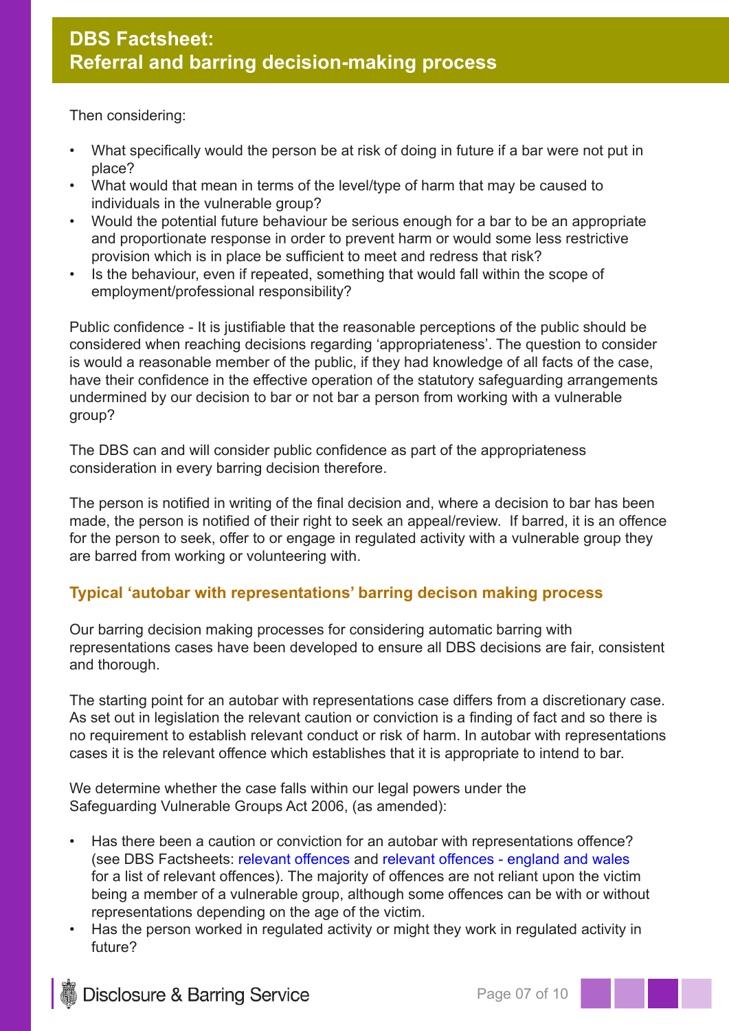Then considering:

- What specifically would the person be at risk of doing in future if a bar were not put in place?
- What would that mean in terms of the level/type of harm that may be caused to individuals in the vulnerable group?
- Would the potential future behaviour be serious enough for a bar to be an appropriate and proportionate response in order to prevent harm or would some less restrictive provision which is in place be sufficient to meet and redress that risk?
- Is the behaviour, even if repeated, something that would fall within the scope of employment/professional responsibility?

Public confidence - It is justifiable that the reasonable perceptions of the public should be considered when reaching decisions regarding 'appropriateness'. The question to consider is would a reasonable member of the public, if they had knowledge of all facts of the case, have their confidence in the effective operation of the statutory safeguarding arrangements undermined by our decision to bar or not bar a person from working with a vulnerable group?

The DBS can and will consider public confidence as part of the appropriateness consideration in every barring decision therefore.

The person is notified in writing of the final decision and, where a decision to bar has been made, the person is notified of their right to seek an appeal/review. If barred, it is an offence for the person to seek, offer to or engage in regulated activity with a vulnerable group they are barred from working or volunteering with.

### Typical 'autobar with representations' barring decison making process

Our barring decision making processes for considering automatic barring with representations cases have been developed to ensure all DBS decisions are fair, consistent and thorough.

The starting point for an autobar with representations case differs from a discretionary case. As set out in legislation the relevant caution or conviction is a finding of fact and so there is no requirement to establish relevant conduct or risk of harm. In autobar with representations cases it is the relevant offence which establishes that it is appropriate to intend to bar.

We determine whether the case falls within our legal powers under the Safeguarding Vulnerable Groups Act 2006, (as amended):

- Has there been a caution or conviction for an autobar with representations offence? (see DBS Factsheets: relevant offences and relevant offences - england and wales for a list of relevant offences). The majority of offences are not reliant upon the victim being a member of a vulnerable group, although some offences can be with or without representations depending on the age of the victim.
- Has the person worked in regulated activity or might they work in regulated activity in future?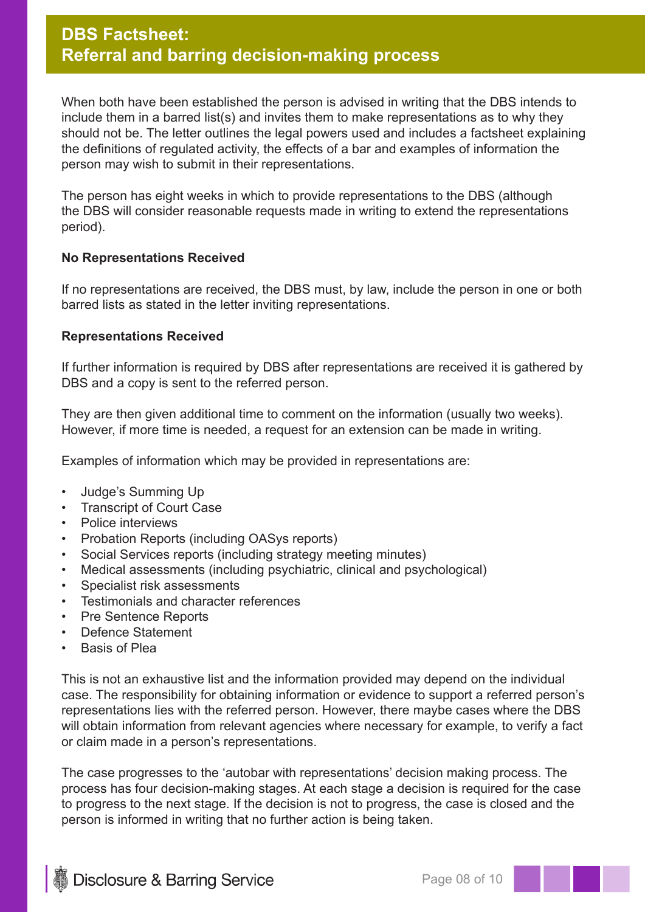When both have been established the person is advised in writing that the DBS intends to include them in a barred list(s) and invites them to make representations as to why they should not be. The letter outlines the legal powers used and includes a factsheet explaining the definitions of regulated activity, the effects of a bar and examples of information the person may wish to submit in their representations.

The person has eight weeks in which to provide representations to the DBS (although the DBS will consider reasonable requests made in writing to extend the representations period).

**No Representations Received**

If no representations are received, the DBS must, by law, include the person in one or both barred lists as stated in the letter inviting representations.

**Representations Received**

If further information is required by DBS after representations are received it is gathered by DBS and a copy is sent to the referred person.

They are then given additional time to comment on the information (usually two weeks). However, if more time is needed, a request for an extension can be made in writing.

Examples of information which may be provided in representations are:

- Judge's Summing Up
- Transcript of Court Case
- Police interviews
- Probation Reports (including OASys reports)
- Social Services reports (including strategy meeting minutes)
- Medical assessments (including psychiatric, clinical and psychological)
- Specialist risk assessments
- Testimonials and character references
- Pre Sentence Reports
- Defence Statement
- Basis of Plea

This is not an exhaustive list and the information provided may depend on the individual case. The responsibility for obtaining information or evidence to support a referred person's representations lies with the referred person. However, there maybe cases where the DBS will obtain information from relevant agencies where necessary for example, to verify a fact or claim made in a person's representations.

The case progresses to the 'autobar with representations' decision making process. The process has four decision-making stages. At each stage a decision is required for the case to progress to the next stage. If the decision is not to progress, the case is closed and the person is informed in writing that no further action is being taken.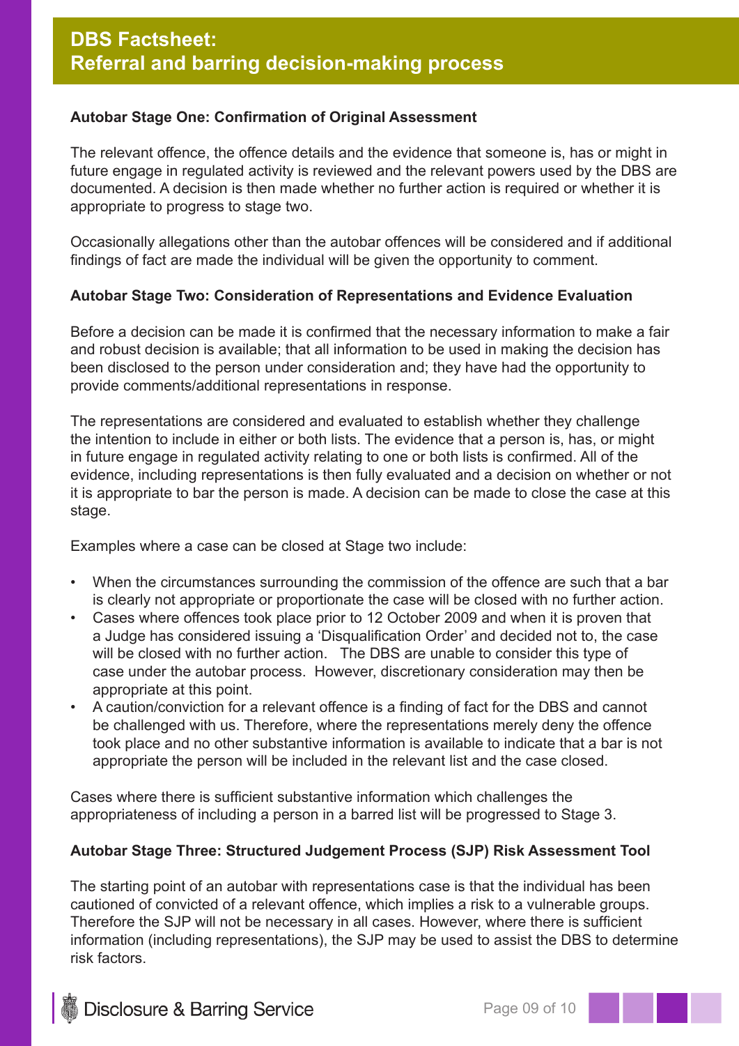## DBS Factsheet: Referral and barring decision-making process

**Autobar Stage One: Confirmation of Original Assessment**

The relevant offence, the offence details and the evidence that someone is, has or might in future engage in regulated activity is reviewed and the relevant powers used by the DBS are documented. A decision is then made whether no further action is required or whether it is appropriate to progress to stage two.

Occasionally allegations other than the autobar offences will be considered and if additional findings of fact are made the individual will be given the opportunity to comment.

**Autobar Stage Two: Consideration of Representations and Evidence Evaluation**

Before a decision can be made it is confirmed that the necessary information to make a fair and robust decision is available; that all information to be used in making the decision has been disclosed to the person under consideration and; they have had the opportunity to provide comments/additional representations in response.

The representations are considered and evaluated to establish whether they challenge the intention to include in either or both lists. The evidence that a person is, has, or might in future engage in regulated activity relating to one or both lists is confirmed. All of the evidence, including representations is then fully evaluated and a decision on whether or not it is appropriate to bar the person is made. A decision can be made to close the case at this stage.

Examples where a case can be closed at Stage two include:

- When the circumstances surrounding the commission of the offence are such that a bar is clearly not appropriate or proportionate the case will be closed with no further action.
- Cases where offences took place prior to 12 October 2009 and when it is proven that a Judge has considered issuing a 'Disqualification Order' and decided not to, the case will be closed with no further action. The DBS are unable to consider this type of case under the autobar process. However, discretionary consideration may then be appropriate at this point.
- A caution/conviction for a relevant offence is a finding of fact for the DBS and cannot be challenged with us. Therefore, where the representations merely deny the offence took place and no other substantive information is available to indicate that a bar is not appropriate the person will be included in the relevant list and the case closed.

Cases where there is sufficient substantive information which challenges the appropriateness of including a person in a barred list will be progressed to Stage 3.

**Autobar Stage Three: Structured Judgement Process (SJP) Risk Assessment Tool**

The starting point of an autobar with representations case is that the individual has been cautioned of convicted of a relevant offence, which implies a risk to a vulnerable groups. Therefore the SJP will not be necessary in all cases. However, where there is sufficient information (including representations), the SJP may be used to assist the DBS to determine risk factors.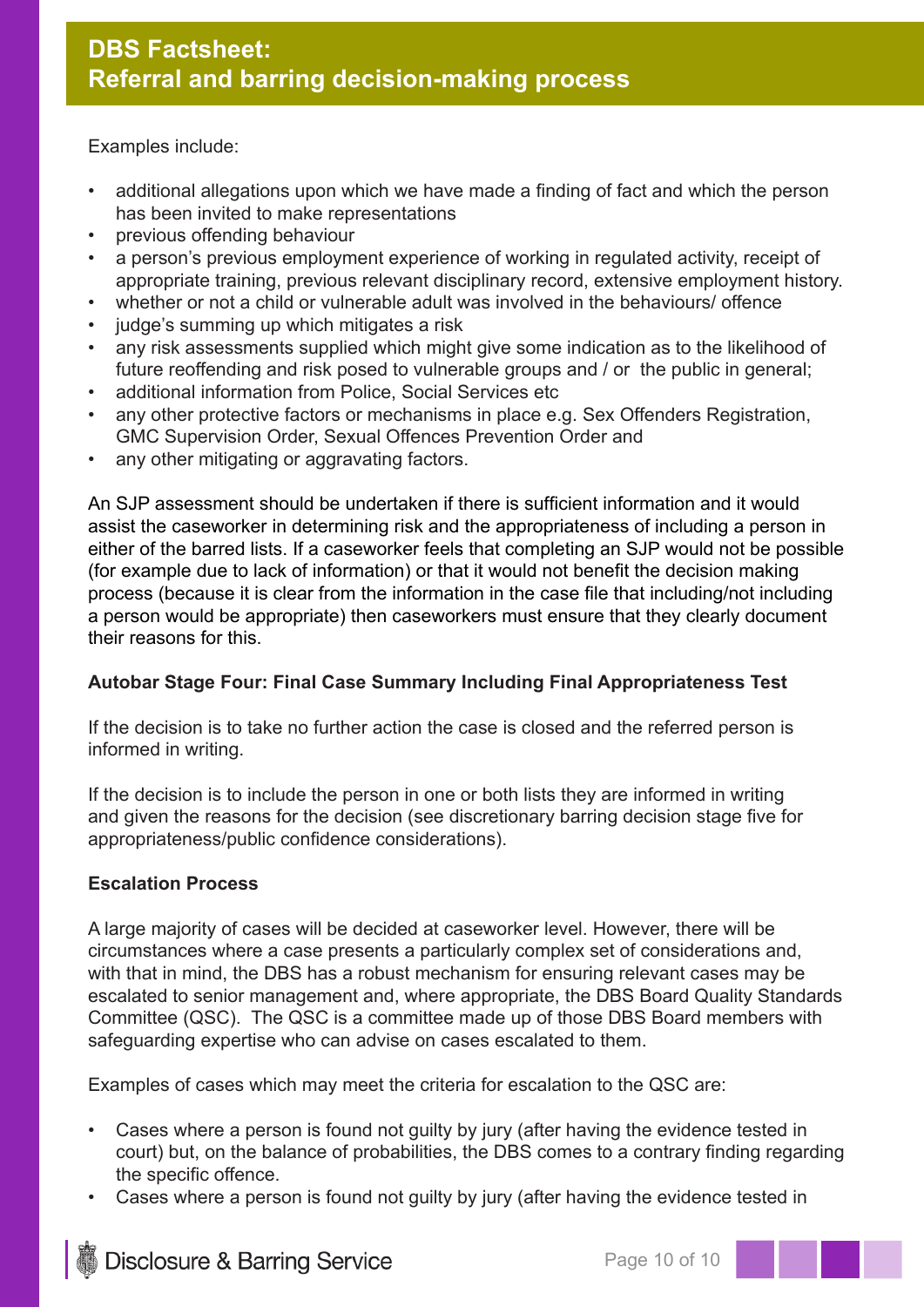Examples include:

- additional allegations upon which we have made a finding of fact and which the person has been invited to make representations
- previous offending behaviour
- a person's previous employment experience of working in regulated activity, receipt of appropriate training, previous relevant disciplinary record, extensive employment history.
- whether or not a child or vulnerable adult was involved in the behaviours/ offence
- judge's summing up which mitigates a risk
- any risk assessments supplied which might give some indication as to the likelihood of future reoffending and risk posed to vulnerable groups and / or the public in general;
- additional information from Police, Social Services etc
- any other protective factors or mechanisms in place e.g. Sex Offenders Registration, GMC Supervision Order, Sexual Offences Prevention Order and
- any other mitigating or aggravating factors.

An SJP assessment should be undertaken if there is sufficient information and it would assist the caseworker in determining risk and the appropriateness of including a person in either of the barred lists. If a caseworker feels that completing an SJP would not be possible (for example due to lack of information) or that it would not benefit the decision making process (because it is clear from the information in the case file that including/not including a person would be appropriate) then caseworkers must ensure that they clearly document their reasons for this.

**Autobar Stage Four: Final Case Summary Including Final Appropriateness Test**

If the decision is to take no further action the case is closed and the referred person is informed in writing.

If the decision is to include the person in one or both lists they are informed in writing and given the reasons for the decision (see discretionary barring decision stage five for appropriateness/public confidence considerations).

**Escalation Process**

A large majority of cases will be decided at caseworker level. However, there will be circumstances where a case presents a particularly complex set of considerations and, with that in mind, the DBS has a robust mechanism for ensuring relevant cases may be escalated to senior management and, where appropriate, the DBS Board Quality Standards Committee (QSC). The QSC is a committee made up of those DBS Board members with safeguarding expertise who can advise on cases escalated to them.

Examples of cases which may meet the criteria for escalation to the QSC are:

- Cases where a person is found not guilty by jury (after having the evidence tested in court) but, on the balance of probabilities, the DBS comes to a contrary finding regarding the specific offence.
- Cases where a person is found not guilty by jury (after having the evidence tested in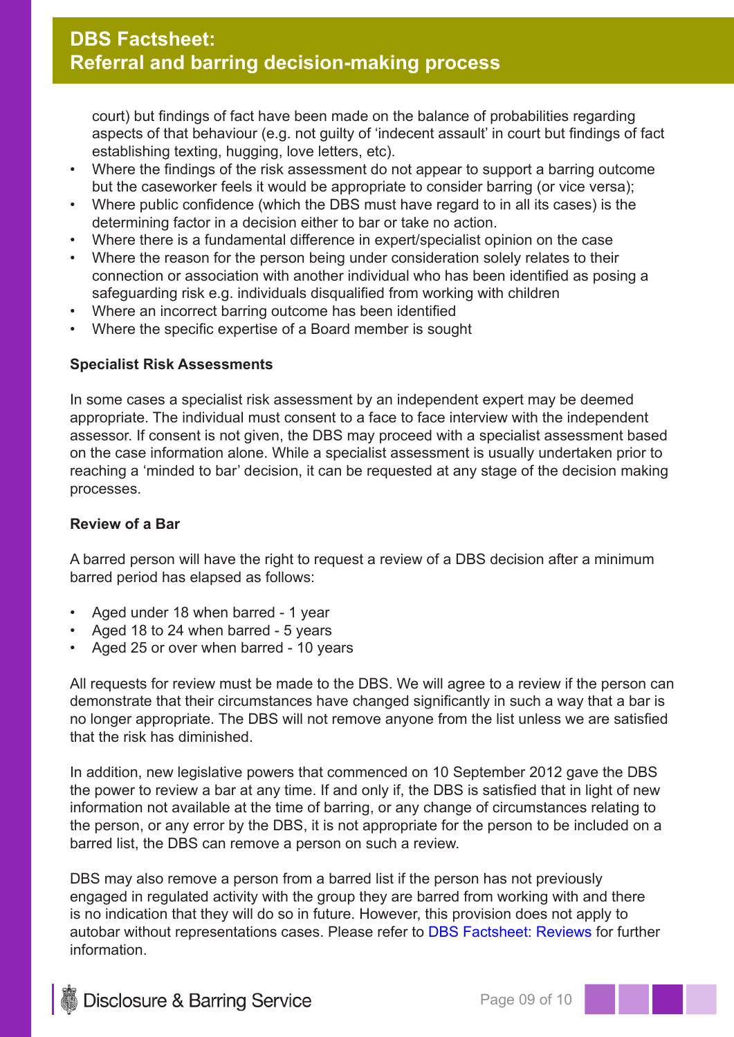court) but findings of fact have been made on the balance of probabilities regarding aspects of that behaviour (e.g. not guilty of 'indecent assault' in court but findings of fact establishing texting, hugging, love letters, etc).

- Where the findings of the risk assessment do not appear to support a barring outcome but the caseworker feels it would be appropriate to consider barring (or vice versa);
- Where public confidence (which the DBS must have regard to in all its cases) is the determining factor in a decision either to bar or take no action.
- Where there is a fundamental difference in expert/specialist opinion on the case
- Where the reason for the person being under consideration solely relates to their connection or association with another individual who has been identified as posing a safeguarding risk e.g. individuals disqualified from working with children
- Where an incorrect barring outcome has been identified
- Where the specific expertise of a Board member is sought

**Specialist Risk Assessments**

In some cases a specialist risk assessment by an independent expert may be deemed appropriate. The individual must consent to a face to face interview with the independent assessor. If consent is not given, the DBS may proceed with a specialist assessment based on the case information alone. While a specialist assessment is usually undertaken prior to reaching a 'minded to bar' decision, it can be requested at any stage of the decision making processes.

**Review of a Bar**

A barred person will have the right to request a review of a DBS decision after a minimum barred period has elapsed as follows:

- Aged under 18 when barred - 1 year
- Aged 18 to 24 when barred - 5 years
- Aged 25 or over when barred - 10 years

All requests for review must be made to the DBS. We will agree to a review if the person can demonstrate that their circumstances have changed significantly in such a way that a bar is no longer appropriate. The DBS will not remove anyone from the list unless we are satisfied that the risk has diminished.

In addition, new legislative powers that commenced on 10 September 2012 gave the DBS the power to review a bar at any time. If and only if, the DBS is satisfied that in light of new information not available at the time of barring, or any change of circumstances relating to the person, or any error by the DBS, it is not appropriate for the person to be included on a barred list, the DBS can remove a person on such a review.

DBS may also remove a person from a barred list if the person has not previously engaged in regulated activity with the group they are barred from working with and there is no indication that they will do so in future. However, this provision does not apply to autobar without representations cases. Please refer to DBS Factsheet: Reviews for further information.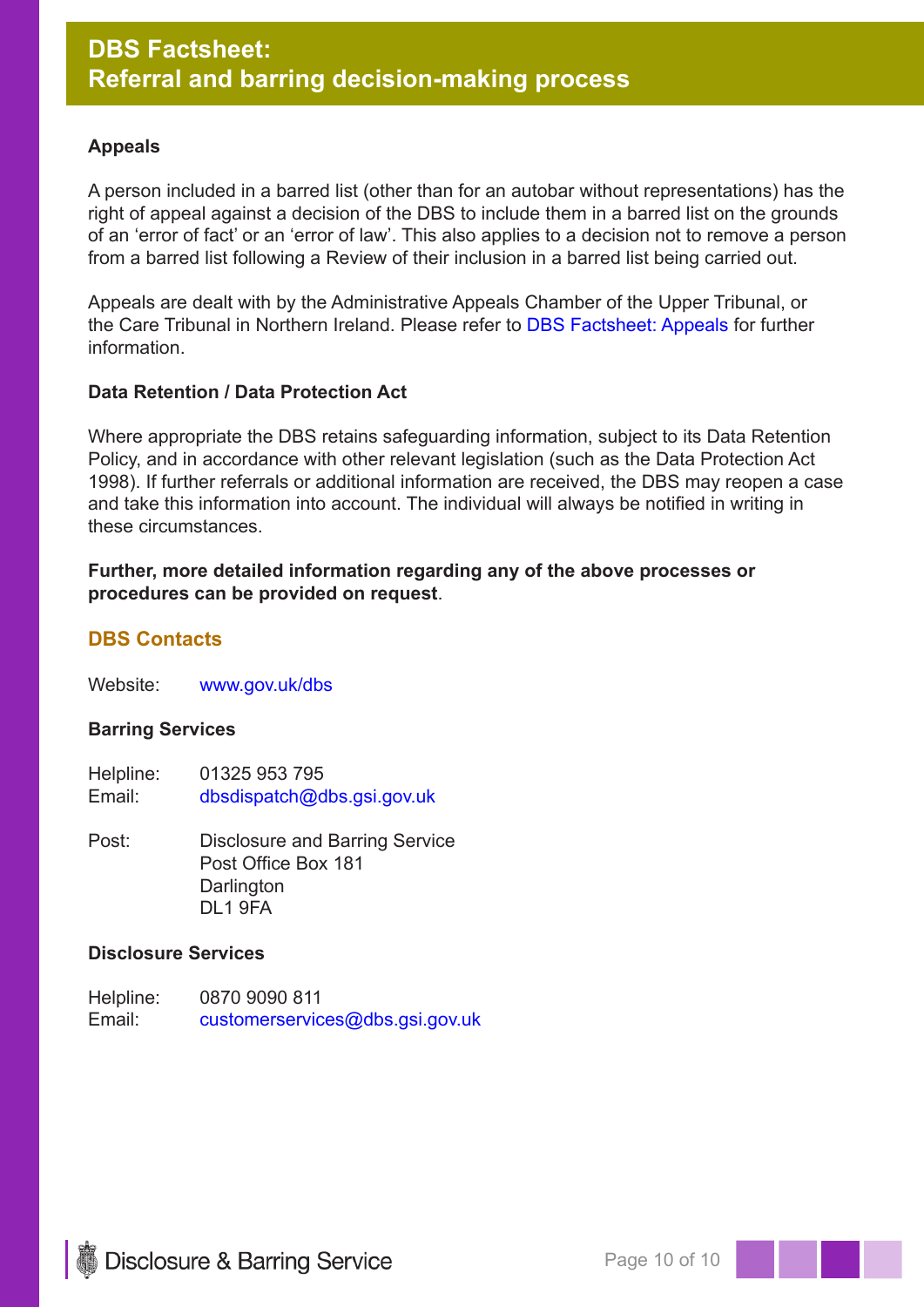## Appeals

A person included in a barred list (other than for an autobar without representations) has the right of appeal against a decision of the DBS to include them in a barred list on the grounds of an 'error of fact' or an 'error of law'. This also applies to a decision not to remove a person from a barred list following a Review of their inclusion in a barred list being carried out.

Appeals are dealt with by the Administrative Appeals Chamber of the Upper Tribunal, or the Care Tribunal in Northern Ireland. Please refer to DBS Factsheet: Appeals for further information.

## Data Retention / Data Protection Act

Where appropriate the DBS retains safeguarding information, subject to its Data Retention Policy, and in accordance with other relevant legislation (such as the Data Protection Act 1998). If further referrals or additional information are received, the DBS may reopen a case and take this information into account. The individual will always be notified in writing in these circumstances.

**Further, more detailed information regarding any of the above processes or procedures can be provided on request**.

## DBS Contacts

Website: www.gov.uk/dbs

### Barring Services

Helpline: 01325 953 795
Email: dbsdispatch@dbs.gsi.gov.uk

Post: Disclosure and Barring Service
Post Office Box 181
Darlington
DL1 9FA

### Disclosure Services

Helpline: 0870 9090 811
Email: customerservices@dbs.gsi.gov.uk